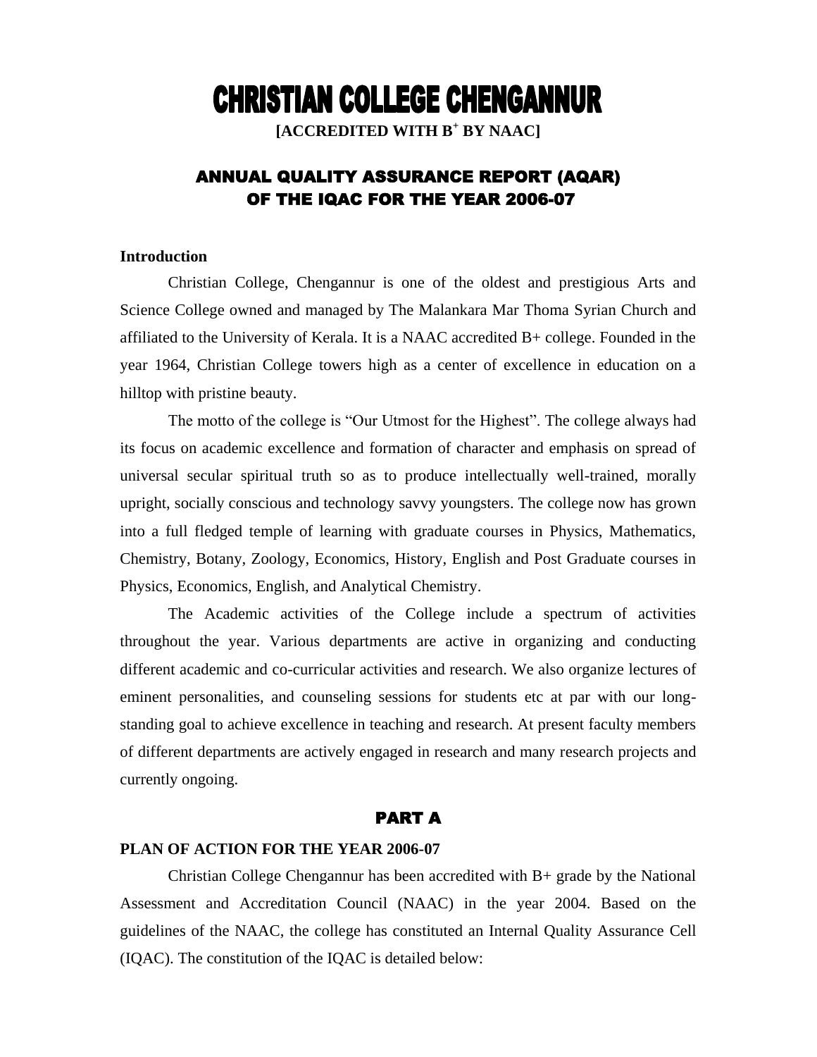# CHRISTIAN COLLEGE CHENGANNUR

**[ACCREDITED WITH B+ BY NAAC]**

## ANNUAL QUALITY ASSURANCE REPORT (AQAR) OF THE IQAC FOR THE YEAR 2006-07

### Introduction

Christian College, Chengannur is one of the oldest and prestigious Arts and Science College owned and managed by The Malankara Mar Thoma Syrian Church and affiliated to the University of Kerala. It is a NAAC accredited B+ college. Founded in the year 1964, Christian College towers high as a center of excellence in education on a hilltop with pristine beauty.

The motto of the college is "Our Utmost for the Highest". The college always had its focus on academic excellence and formation of character and emphasis on spread of universal secular spiritual truth so as to produce intellectually well-trained, morally upright, socially conscious and technology savvy youngsters. The college now has grown into a full fledged temple of learning with graduate courses in Physics, Mathematics, Chemistry, Botany, Zoology, Economics, History, English and Post Graduate courses in Physics, Economics, English, and Analytical Chemistry.

The Academic activities of the College include a spectrum of activities throughout the year. Various departments are active in organizing and conducting different academic and co-curricular activities and research. We also organize lectures of eminent personalities, and counseling sessions for students etc at par with our long-standing goal to achieve excellence in teaching and research. At present faculty members of different departments are actively engaged in research and many research projects and currently ongoing.

## PART A

### PLAN OF ACTION FOR THE YEAR 2006-07

Christian College Chengannur has been accredited with B+ grade by the National Assessment and Accreditation Council (NAAC) in the year 2004. Based on the guidelines of the NAAC, the college has constituted an Internal Quality Assurance Cell (IQAC). The constitution of the IQAC is detailed below: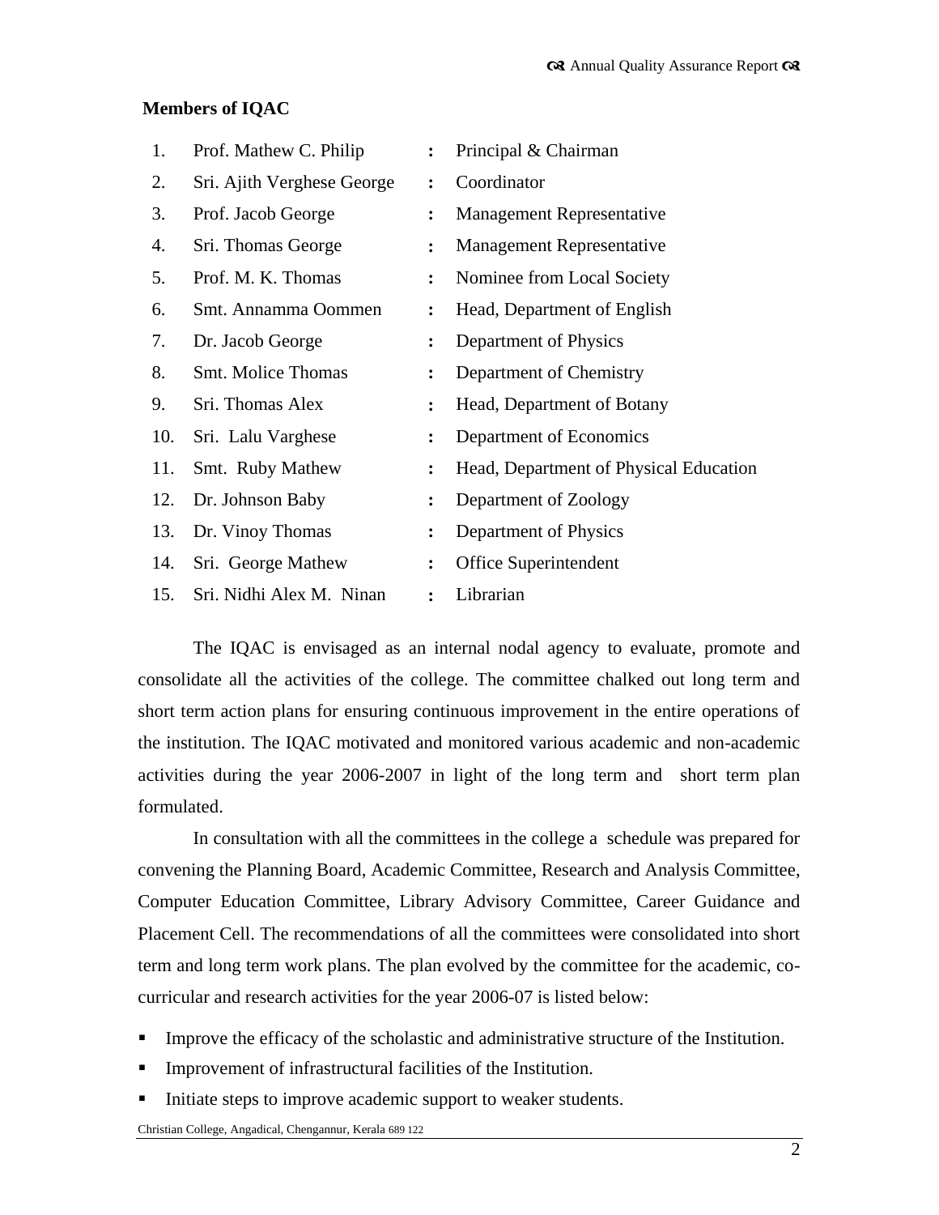**Members of IQAC**

| | | | |
|---|---|---|---|
| 1. | Prof. Mathew C. Philip | : | Principal & Chairman |
| 2. | Sri. Ajith Verghese George | : | Coordinator |
| 3. | Prof. Jacob George | : | Management Representative |
| 4. | Sri. Thomas George | : | Management Representative |
| 5. | Prof. M. K. Thomas | : | Nominee from Local Society |
| 6. | Smt. Annamma Oommen | : | Head, Department of English |
| 7. | Dr. Jacob George | : | Department of Physics |
| 8. | Smt. Molice Thomas | : | Department of Chemistry |
| 9. | Sri. Thomas Alex | : | Head, Department of Botany |
| 10. | Sri. Lalu Varghese | : | Department of Economics |
| 11. | Smt. Ruby Mathew | : | Head, Department of Physical Education |
| 12. | Dr. Johnson Baby | : | Department of Zoology |
| 13. | Dr. Vinoy Thomas | : | Department of Physics |
| 14. | Sri. George Mathew | : | Office Superintendent |
| 15. | Sri. Nidhi Alex M. Ninan | : | Librarian |

The IQAC is envisaged as an internal nodal agency to evaluate, promote and consolidate all the activities of the college. The committee chalked out long term and short term action plans for ensuring continuous improvement in the entire operations of the institution. The IQAC motivated and monitored various academic and non-academic activities during the year 2006-2007 in light of the long term and short term plan formulated.

In consultation with all the committees in the college a schedule was prepared for convening the Planning Board, Academic Committee, Research and Analysis Committee, Computer Education Committee, Library Advisory Committee, Career Guidance and Placement Cell. The recommendations of all the committees were consolidated into short term and long term work plans. The plan evolved by the committee for the academic, co-curricular and research activities for the year 2006-07 is listed below:

- Improve the efficacy of the scholastic and administrative structure of the Institution.
- Improvement of infrastructural facilities of the Institution.
- Initiate steps to improve academic support to weaker students.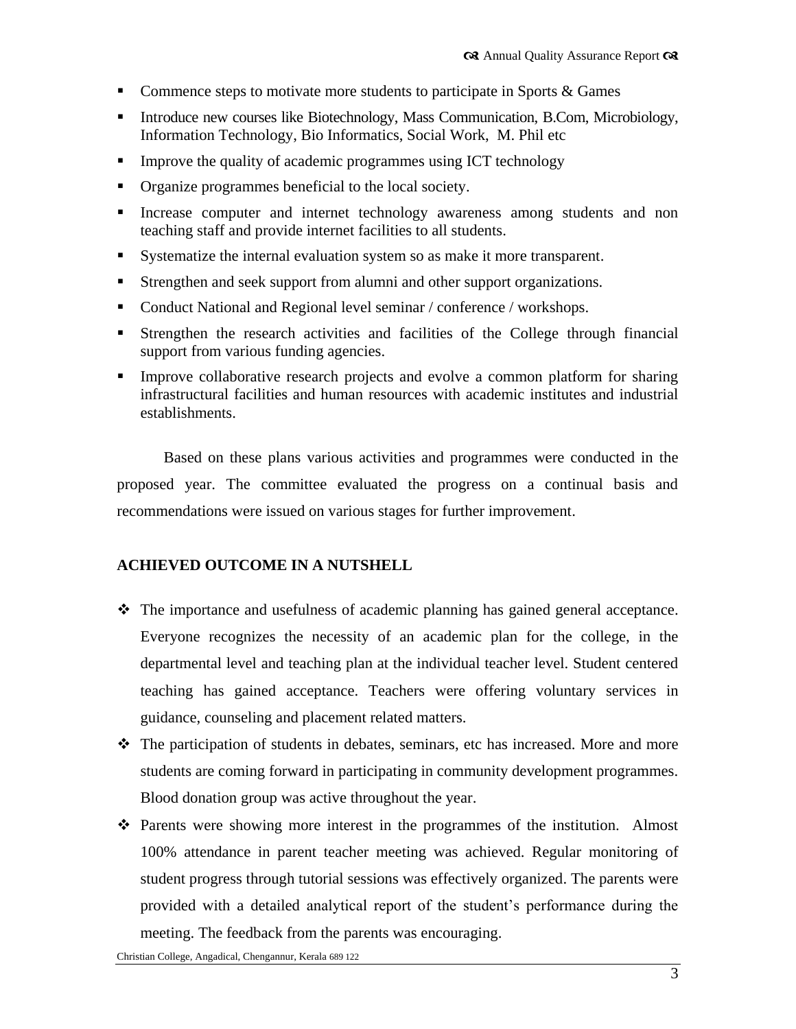- Commence steps to motivate more students to participate in Sports & Games
- Introduce new courses like Biotechnology, Mass Communication, B.Com, Microbiology, Information Technology, Bio Informatics, Social Work, M. Phil etc
- Improve the quality of academic programmes using ICT technology
- Organize programmes beneficial to the local society.
- Increase computer and internet technology awareness among students and non teaching staff and provide internet facilities to all students.
- Systematize the internal evaluation system so as make it more transparent.
- Strengthen and seek support from alumni and other support organizations.
- Conduct National and Regional level seminar / conference / workshops.
- Strengthen the research activities and facilities of the College through financial support from various funding agencies.
- Improve collaborative research projects and evolve a common platform for sharing infrastructural facilities and human resources with academic institutes and industrial establishments.

Based on these plans various activities and programmes were conducted in the proposed year. The committee evaluated the progress on a continual basis and recommendations were issued on various stages for further improvement.

**ACHIEVED OUTCOME IN A NUTSHELL**

- The importance and usefulness of academic planning has gained general acceptance. Everyone recognizes the necessity of an academic plan for the college, in the departmental level and teaching plan at the individual teacher level. Student centered teaching has gained acceptance. Teachers were offering voluntary services in guidance, counseling and placement related matters.
- The participation of students in debates, seminars, etc has increased. More and more students are coming forward in participating in community development programmes. Blood donation group was active throughout the year.
- Parents were showing more interest in the programmes of the institution. Almost 100% attendance in parent teacher meeting was achieved. Regular monitoring of student progress through tutorial sessions was effectively organized. The parents were provided with a detailed analytical report of the student's performance during the meeting. The feedback from the parents was encouraging.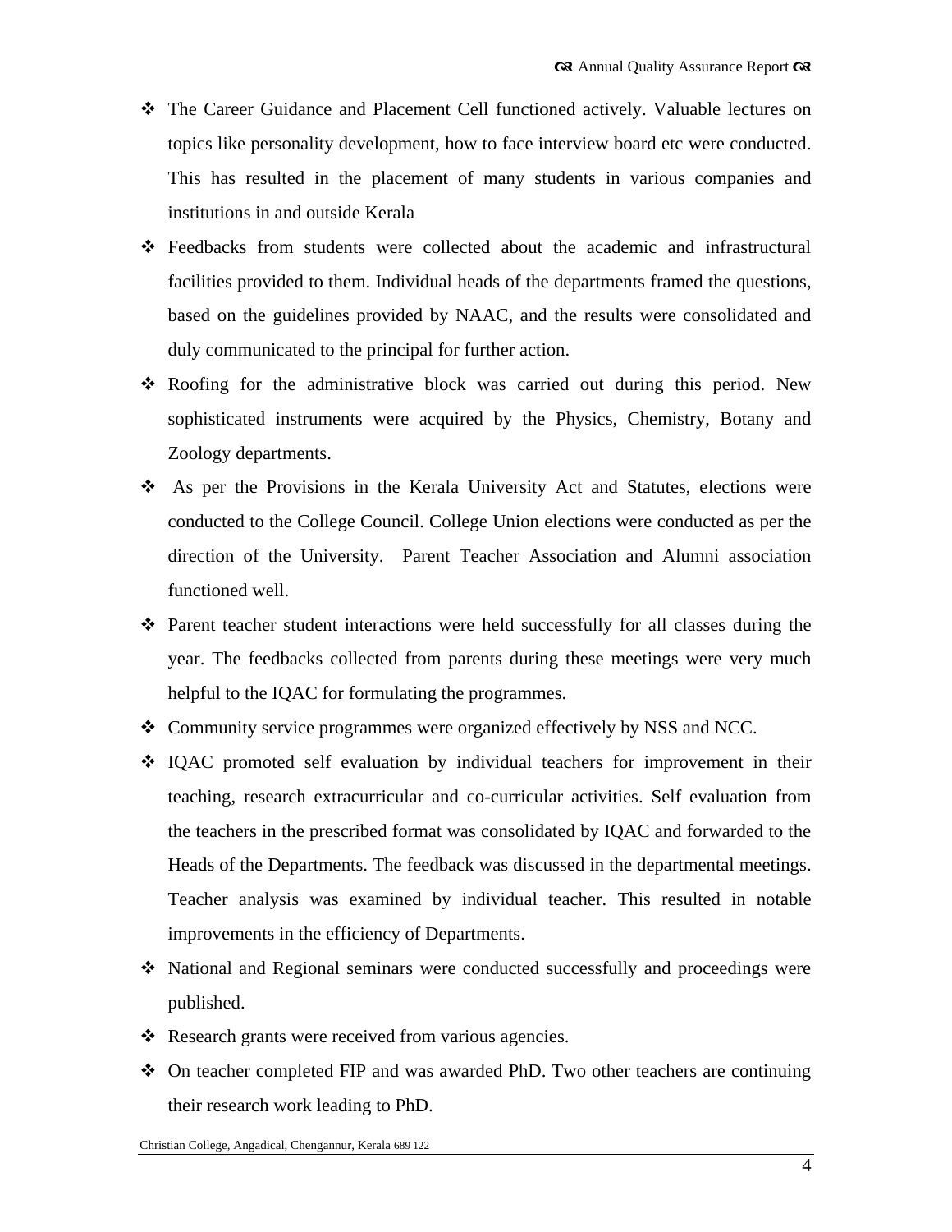- The Career Guidance and Placement Cell functioned actively. Valuable lectures on topics like personality development, how to face interview board etc were conducted. This has resulted in the placement of many students in various companies and institutions in and outside Kerala
- Feedbacks from students were collected about the academic and infrastructural facilities provided to them. Individual heads of the departments framed the questions, based on the guidelines provided by NAAC, and the results were consolidated and duly communicated to the principal for further action.
- Roofing for the administrative block was carried out during this period. New sophisticated instruments were acquired by the Physics, Chemistry, Botany and Zoology departments.
- As per the Provisions in the Kerala University Act and Statutes, elections were conducted to the College Council. College Union elections were conducted as per the direction of the University. Parent Teacher Association and Alumni association functioned well.
- Parent teacher student interactions were held successfully for all classes during the year. The feedbacks collected from parents during these meetings were very much helpful to the IQAC for formulating the programmes.
- Community service programmes were organized effectively by NSS and NCC.
- IQAC promoted self evaluation by individual teachers for improvement in their teaching, research extracurricular and co-curricular activities. Self evaluation from the teachers in the prescribed format was consolidated by IQAC and forwarded to the Heads of the Departments. The feedback was discussed in the departmental meetings. Teacher analysis was examined by individual teacher. This resulted in notable improvements in the efficiency of Departments.
- National and Regional seminars were conducted successfully and proceedings were published.
- Research grants were received from various agencies.
- On teacher completed FIP and was awarded PhD. Two other teachers are continuing their research work leading to PhD.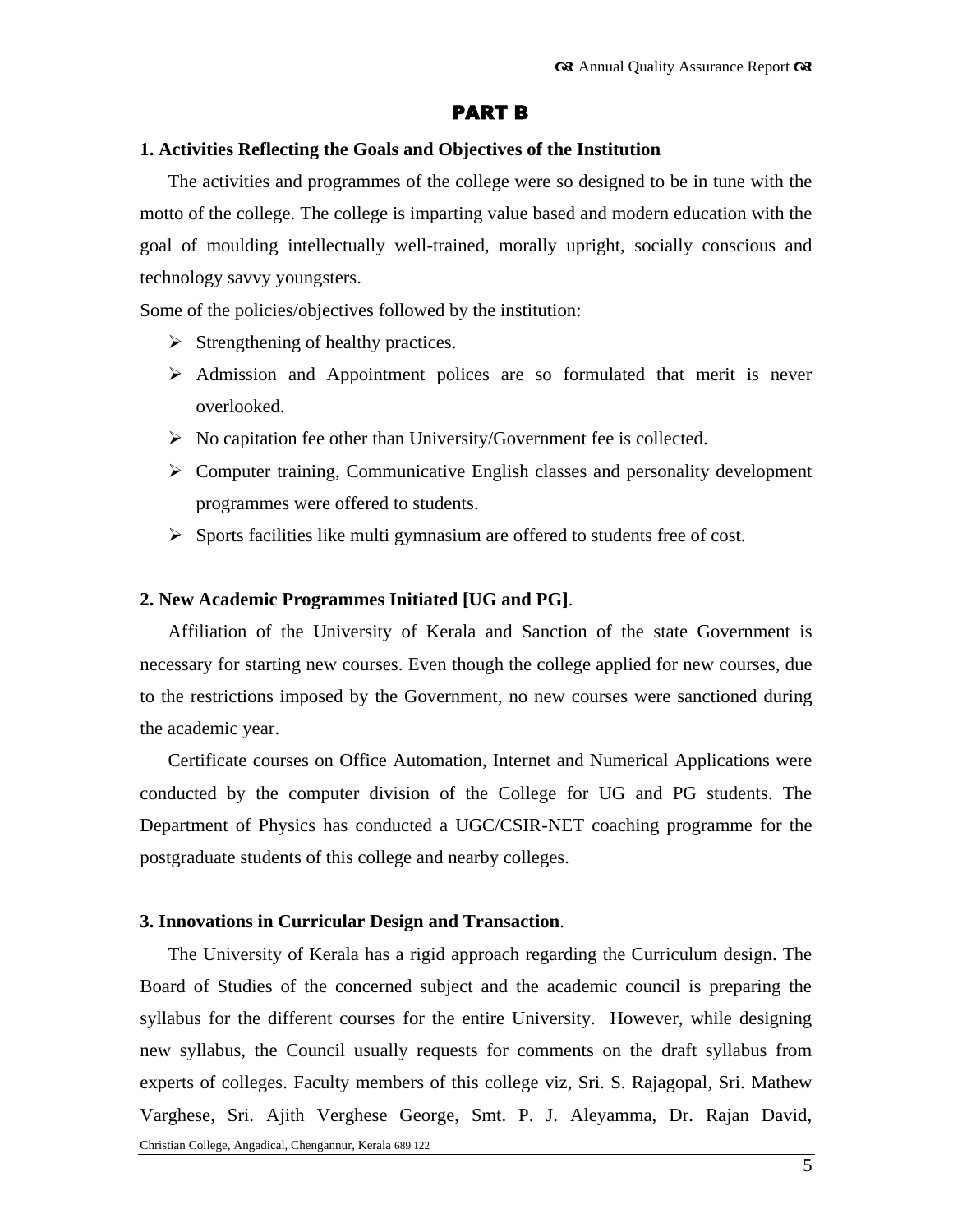# PART B

## 1. Activities Reflecting the Goals and Objectives of the Institution

The activities and programmes of the college were so designed to be in tune with the motto of the college. The college is imparting value based and modern education with the goal of moulding intellectually well-trained, morally upright, socially conscious and technology savvy youngsters.

Some of the policies/objectives followed by the institution:

- Strengthening of healthy practices.
- Admission and Appointment polices are so formulated that merit is never overlooked.
- No capitation fee other than University/Government fee is collected.
- Computer training, Communicative English classes and personality development programmes were offered to students.
- Sports facilities like multi gymnasium are offered to students free of cost.

## 2. New Academic Programmes Initiated [UG and PG].

Affiliation of the University of Kerala and Sanction of the state Government is necessary for starting new courses. Even though the college applied for new courses, due to the restrictions imposed by the Government, no new courses were sanctioned during the academic year.

Certificate courses on Office Automation, Internet and Numerical Applications were conducted by the computer division of the College for UG and PG students. The Department of Physics has conducted a UGC/CSIR-NET coaching programme for the postgraduate students of this college and nearby colleges.

## 3. Innovations in Curricular Design and Transaction.

The University of Kerala has a rigid approach regarding the Curriculum design. The Board of Studies of the concerned subject and the academic council is preparing the syllabus for the different courses for the entire University. However, while designing new syllabus, the Council usually requests for comments on the draft syllabus from experts of colleges. Faculty members of this college viz, Sri. S. Rajagopal, Sri. Mathew Varghese, Sri. Ajith Verghese George, Smt. P. J. Aleyamma, Dr. Rajan David,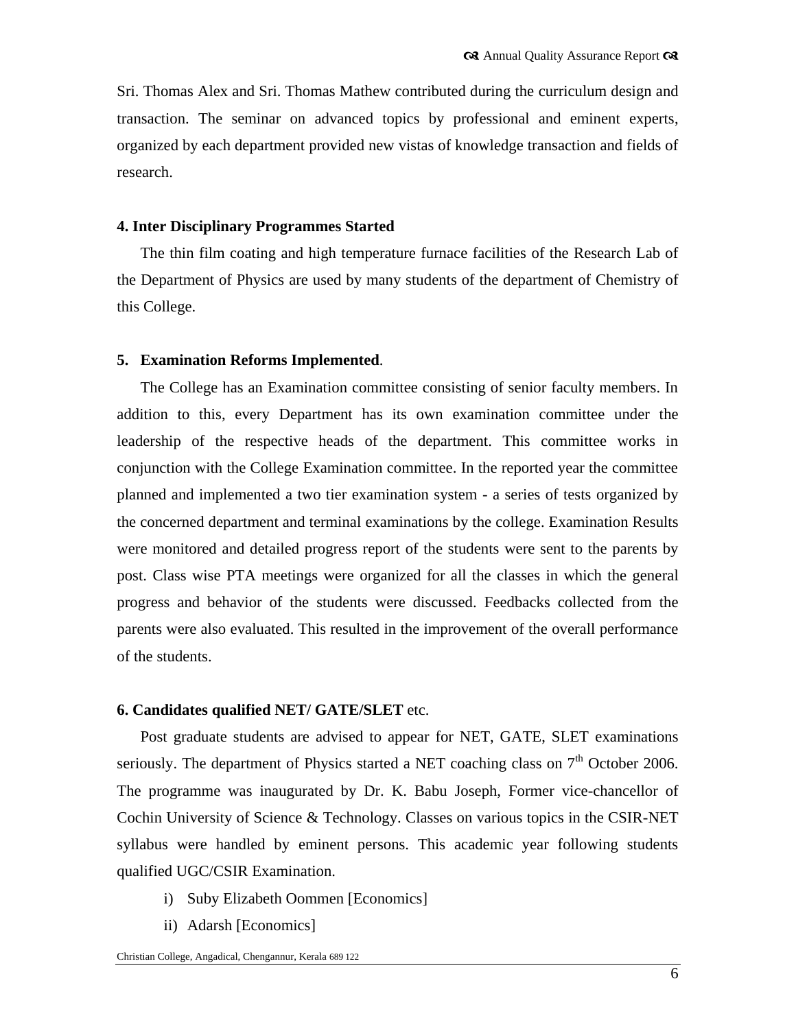Sri. Thomas Alex and Sri. Thomas Mathew contributed during the curriculum design and transaction. The seminar on advanced topics by professional and eminent experts, organized by each department provided new vistas of knowledge transaction and fields of research.

**4. Inter Disciplinary Programmes Started**

The thin film coating and high temperature furnace facilities of the Research Lab of the Department of Physics are used by many students of the department of Chemistry of this College.

**5. Examination Reforms Implemented**.

The College has an Examination committee consisting of senior faculty members. In addition to this, every Department has its own examination committee under the leadership of the respective heads of the department. This committee works in conjunction with the College Examination committee. In the reported year the committee planned and implemented a two tier examination system - a series of tests organized by the concerned department and terminal examinations by the college. Examination Results were monitored and detailed progress report of the students were sent to the parents by post. Class wise PTA meetings were organized for all the classes in which the general progress and behavior of the students were discussed. Feedbacks collected from the parents were also evaluated. This resulted in the improvement of the overall performance of the students.

**6. Candidates qualified NET/ GATE/SLET** etc.

Post graduate students are advised to appear for NET, GATE, SLET examinations seriously. The department of Physics started a NET coaching class on 7th October 2006. The programme was inaugurated by Dr. K. Babu Joseph, Former vice-chancellor of Cochin University of Science & Technology. Classes on various topics in the CSIR-NET syllabus were handled by eminent persons. This academic year following students qualified UGC/CSIR Examination.

i) Suby Elizabeth Oommen [Economics]

ii) Adarsh [Economics]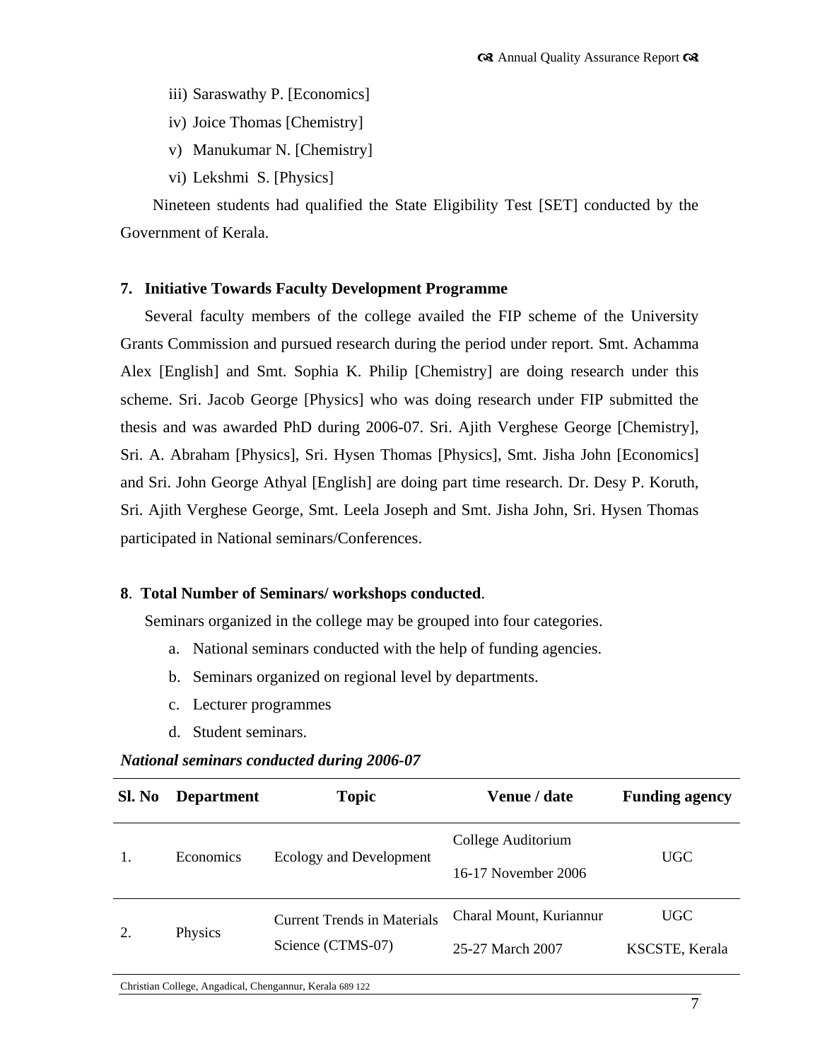iii) Saraswathy P. [Economics]

iv) Joice Thomas [Chemistry]

v) Manukumar N. [Chemistry]

vi) Lekshmi S. [Physics]

Nineteen students had qualified the State Eligibility Test [SET] conducted by the Government of Kerala.

**7. Initiative Towards Faculty Development Programme**

Several faculty members of the college availed the FIP scheme of the University Grants Commission and pursued research during the period under report. Smt. Achamma Alex [English] and Smt. Sophia K. Philip [Chemistry] are doing research under this scheme. Sri. Jacob George [Physics] who was doing research under FIP submitted the thesis and was awarded PhD during 2006-07. Sri. Ajith Verghese George [Chemistry], Sri. A. Abraham [Physics], Sri. Hysen Thomas [Physics], Smt. Jisha John [Economics] and Sri. John George Athyal [English] are doing part time research. Dr. Desy P. Koruth, Sri. Ajith Verghese George, Smt. Leela Joseph and Smt. Jisha John, Sri. Hysen Thomas participated in National seminars/Conferences.

**8. Total Number of Seminars/ workshops conducted.**

Seminars organized in the college may be grouped into four categories.

a. National seminars conducted with the help of funding agencies.
b. Seminars organized on regional level by departments.
c. Lecturer programmes
d. Student seminars.

***National seminars conducted during 2006-07***

| Sl. No | Department | Topic | Venue / date | Funding agency |
|---|---|---|---|---|
| 1. | Economics | Ecology and Development | College Auditorium<br>16-17 November 2006 | UGC |
| 2. | Physics | Current Trends in Materials Science (CTMS-07) | Charal Mount, Kuriannur<br>25-27 March 2007 | UGC<br>KSCSTE, Kerala |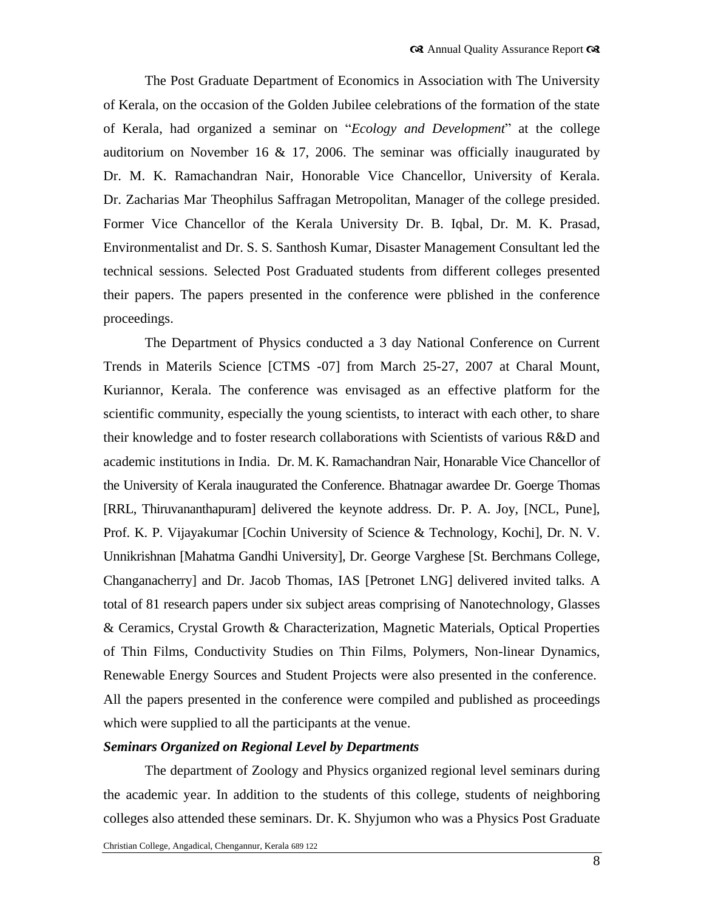The Post Graduate Department of Economics in Association with The University of Kerala, on the occasion of the Golden Jubilee celebrations of the formation of the state of Kerala, had organized a seminar on "*Ecology and Development*" at the college auditorium on November 16 & 17, 2006. The seminar was officially inaugurated by Dr. M. K. Ramachandran Nair, Honorable Vice Chancellor, University of Kerala. Dr. Zacharias Mar Theophilus Saffragan Metropolitan, Manager of the college presided. Former Vice Chancellor of the Kerala University Dr. B. Iqbal, Dr. M. K. Prasad, Environmentalist and Dr. S. S. Santhosh Kumar, Disaster Management Consultant led the technical sessions. Selected Post Graduated students from different colleges presented their papers. The papers presented in the conference were pblished in the conference proceedings.

The Department of Physics conducted a 3 day National Conference on Current Trends in Materils Science [CTMS -07] from March 25-27, 2007 at Charal Mount, Kuriannor, Kerala. The conference was envisaged as an effective platform for the scientific community, especially the young scientists, to interact with each other, to share their knowledge and to foster research collaborations with Scientists of various R&D and academic institutions in India. Dr. M. K. Ramachandran Nair, Honarable Vice Chancellor of the University of Kerala inaugurated the Conference. Bhatnagar awardee Dr. Goerge Thomas [RRL, Thiruvananthapuram] delivered the keynote address. Dr. P. A. Joy, [NCL, Pune], Prof. K. P. Vijayakumar [Cochin University of Science & Technology, Kochi], Dr. N. V. Unnikrishnan [Mahatma Gandhi University], Dr. George Varghese [St. Berchmans College, Changanacherry] and Dr. Jacob Thomas, IAS [Petronet LNG] delivered invited talks. A total of 81 research papers under six subject areas comprising of Nanotechnology, Glasses & Ceramics, Crystal Growth & Characterization, Magnetic Materials, Optical Properties of Thin Films, Conductivity Studies on Thin Films, Polymers, Non-linear Dynamics, Renewable Energy Sources and Student Projects were also presented in the conference. All the papers presented in the conference were compiled and published as proceedings which were supplied to all the participants at the venue.

***Seminars Organized on Regional Level by Departments***

The department of Zoology and Physics organized regional level seminars during the academic year. In addition to the students of this college, students of neighboring colleges also attended these seminars. Dr. K. Shyjumon who was a Physics Post Graduate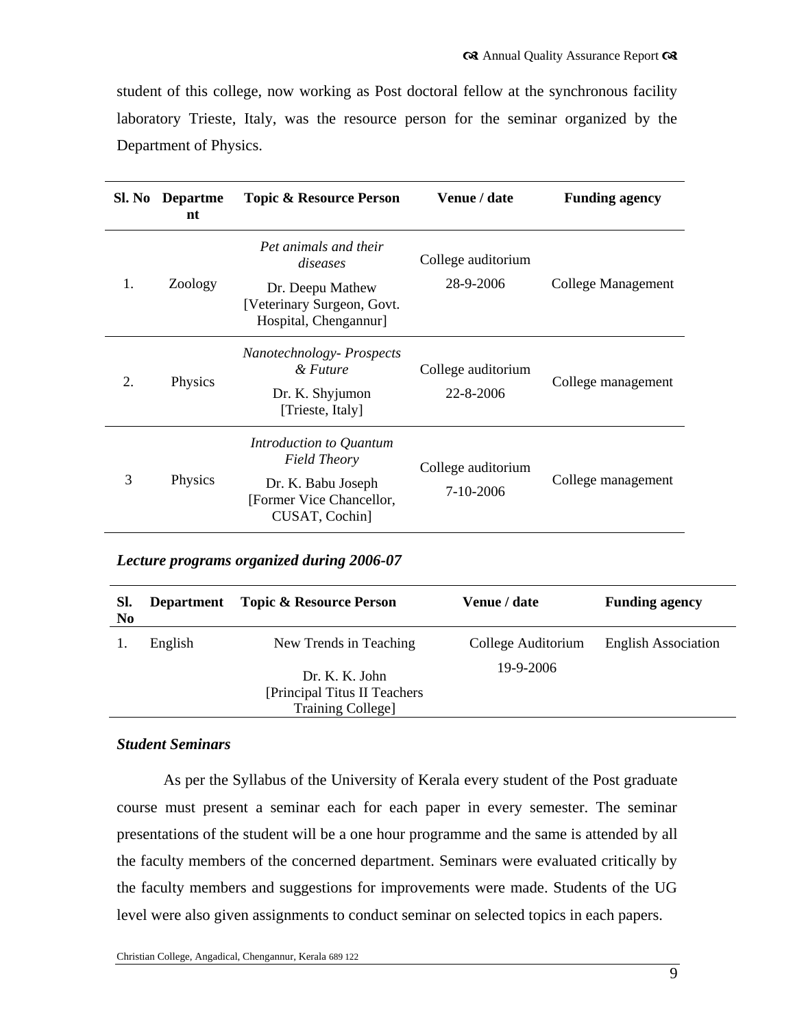student of this college, now working as Post doctoral fellow at the synchronous facility laboratory Trieste, Italy, was the resource person for the seminar organized by the Department of Physics.

| Sl. No | Department | Topic & Resource Person | Venue / date | Funding agency |
|---|---|---|---|---|
| 1. | Zoology | *Pet animals and their diseases* Dr. Deepu Mathew [Veterinary Surgeon, Govt. Hospital, Chengannur] | College auditorium 28-9-2006 | College Management |
| 2. | Physics | *Nanotechnology- Prospects & Future* Dr. K. Shyjumon [Trieste, Italy] | College auditorium 22-8-2006 | College management |
| 3 | Physics | *Introduction to Quantum Field Theory* Dr. K. Babu Joseph [Former Vice Chancellor, CUSAT, Cochin] | College auditorium 7-10-2006 | College management |

***Lecture programs organized during 2006-07***

| Sl. No | Department | Topic & Resource Person | Venue / date | Funding agency |
|---|---|---|---|---|
| 1. | English | New Trends in Teaching Dr. K. K. John [Principal Titus II Teachers Training College] | College Auditorium 19-9-2006 | English Association |

***Student Seminars***

As per the Syllabus of the University of Kerala every student of the Post graduate course must present a seminar each for each paper in every semester. The seminar presentations of the student will be a one hour programme and the same is attended by all the faculty members of the concerned department. Seminars were evaluated critically by the faculty members and suggestions for improvements were made. Students of the UG level were also given assignments to conduct seminar on selected topics in each papers.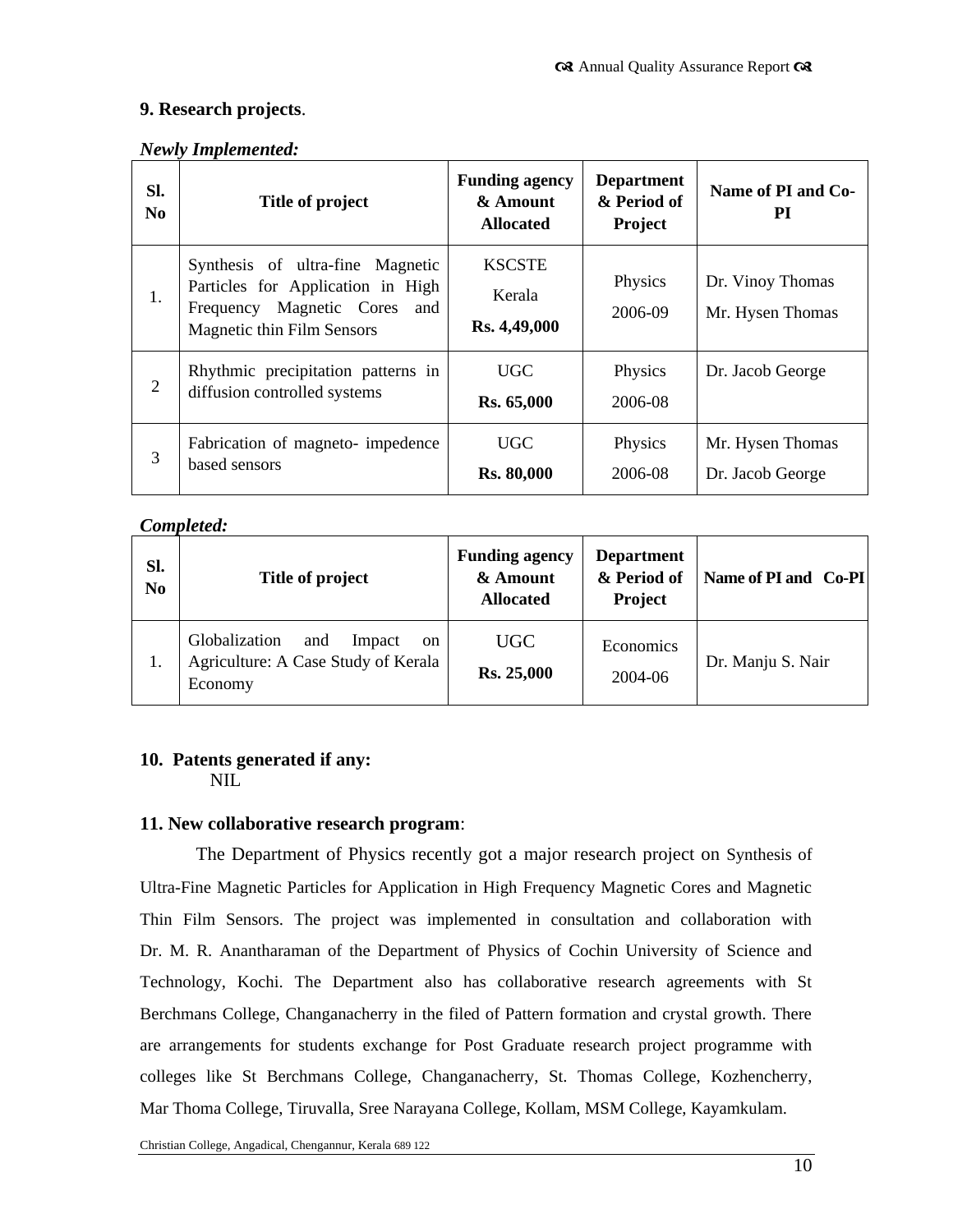## 9. Research projects.

***Newly Implemented:***

| Sl. No | Title of project | Funding agency & Amount Allocated | Department & Period of Project | Name of PI and Co-PI |
|---|---|---|---|---|
| 1. | Synthesis of ultra-fine Magnetic Particles for Application in High Frequency Magnetic Cores and Magnetic thin Film Sensors | KSCSTE Kerala **Rs. 4,49,000** | Physics 2006-09 | Dr. Vinoy Thomas Mr. Hysen Thomas |
| 2 | Rhythmic precipitation patterns in diffusion controlled systems | UGC **Rs. 65,000** | Physics 2006-08 | Dr. Jacob George |
| 3 | Fabrication of magneto- impedence based sensors | UGC **Rs. 80,000** | Physics 2006-08 | Mr. Hysen Thomas Dr. Jacob George |

***Completed:***

| Sl. No | Title of project | Funding agency & Amount Allocated | Department & Period of Project | Name of PI and Co-PI |
|---|---|---|---|---|
| 1. | Globalization and Impact on Agriculture: A Case Study of Kerala Economy | UGC **Rs. 25,000** | Economics 2004-06 | Dr. Manju S. Nair |

## 10. Patents generated if any:

NIL

## 11. New collaborative research program:

The Department of Physics recently got a major research project on Synthesis of Ultra-Fine Magnetic Particles for Application in High Frequency Magnetic Cores and Magnetic Thin Film Sensors. The project was implemented in consultation and collaboration with Dr. M. R. Anantharaman of the Department of Physics of Cochin University of Science and Technology, Kochi. The Department also has collaborative research agreements with St Berchmans College, Changanacherry in the filed of Pattern formation and crystal growth. There are arrangements for students exchange for Post Graduate research project programme with colleges like St Berchmans College, Changanacherry, St. Thomas College, Kozhencherry, Mar Thoma College, Tiruvalla, Sree Narayana College, Kollam, MSM College, Kayamkulam.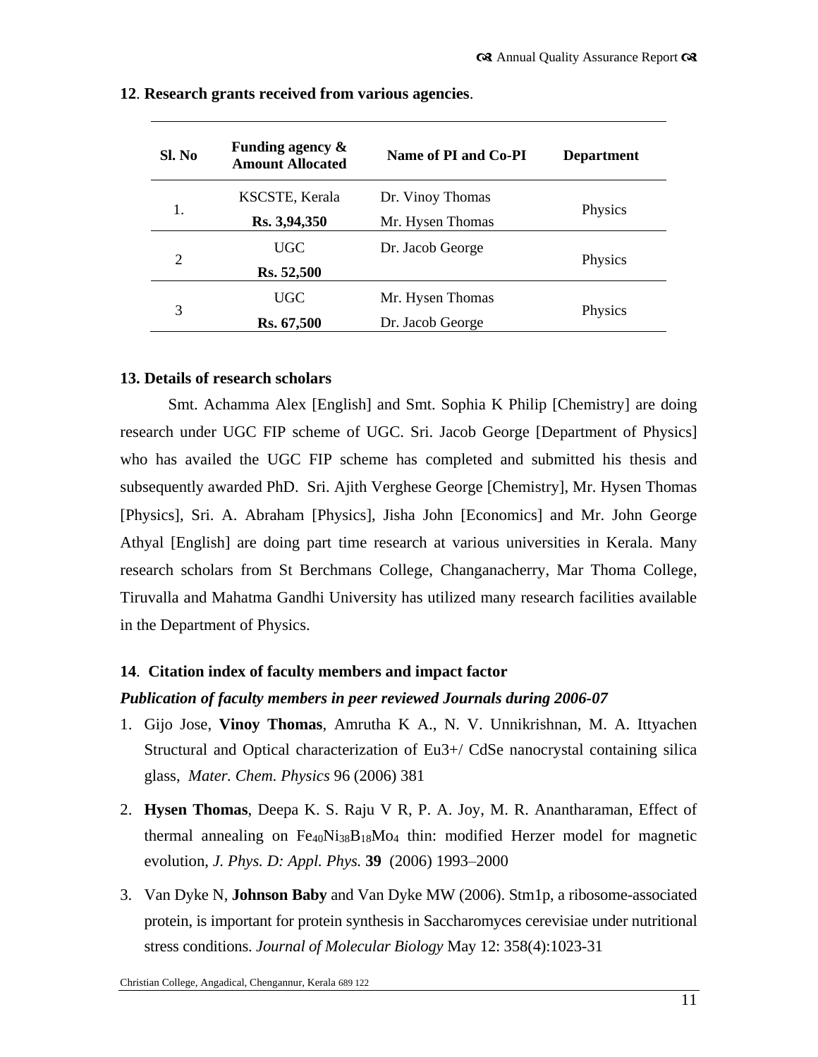**12**. **Research grants received from various agencies**.

| Sl. No | Funding agency & Amount Allocated | Name of PI and Co-PI | Department |
|---|---|---|---|
| 1. | KSCSTE, Kerala **Rs. 3,94,350** | Dr. Vinoy Thomas Mr. Hysen Thomas | Physics |
| 2 | UGC **Rs. 52,500** | Dr. Jacob George | Physics |
| 3 | UGC **Rs. 67,500** | Mr. Hysen Thomas Dr. Jacob George | Physics |

**13. Details of research scholars**

Smt. Achamma Alex [English] and Smt. Sophia K Philip [Chemistry] are doing research under UGC FIP scheme of UGC. Sri. Jacob George [Department of Physics] who has availed the UGC FIP scheme has completed and submitted his thesis and subsequently awarded PhD. Sri. Ajith Verghese George [Chemistry], Mr. Hysen Thomas [Physics], Sri. A. Abraham [Physics], Jisha John [Economics] and Mr. John George Athyal [English] are doing part time research at various universities in Kerala. Many research scholars from St Berchmans College, Changanacherry, Mar Thoma College, Tiruvalla and Mahatma Gandhi University has utilized many research facilities available in the Department of Physics.

**14**. **Citation index of faculty members and impact factor**

***Publication of faculty members in peer reviewed Journals during 2006-07***

1. Gijo Jose, **Vinoy Thomas**, Amrutha K A., N. V. Unnikrishnan, M. A. Ittyachen Structural and Optical characterization of Eu3+/ CdSe nanocrystal containing silica glass, *Mater. Chem. Physics* 96 (2006) 381
2. **Hysen Thomas**, Deepa K. S. Raju V R, P. A. Joy, M. R. Anantharaman, Effect of thermal annealing on $Fe_{40}Ni_{38}B_{18}Mo_4$ thin: modified Herzer model for magnetic evolution, *J. Phys. D: Appl. Phys.* **39** (2006) 1993–2000
3. Van Dyke N, **Johnson Baby** and Van Dyke MW (2006). Stm1p, a ribosome-associated protein, is important for protein synthesis in Saccharomyces cerevisiae under nutritional stress conditions. *Journal of Molecular Biology* May 12: 358(4):1023-31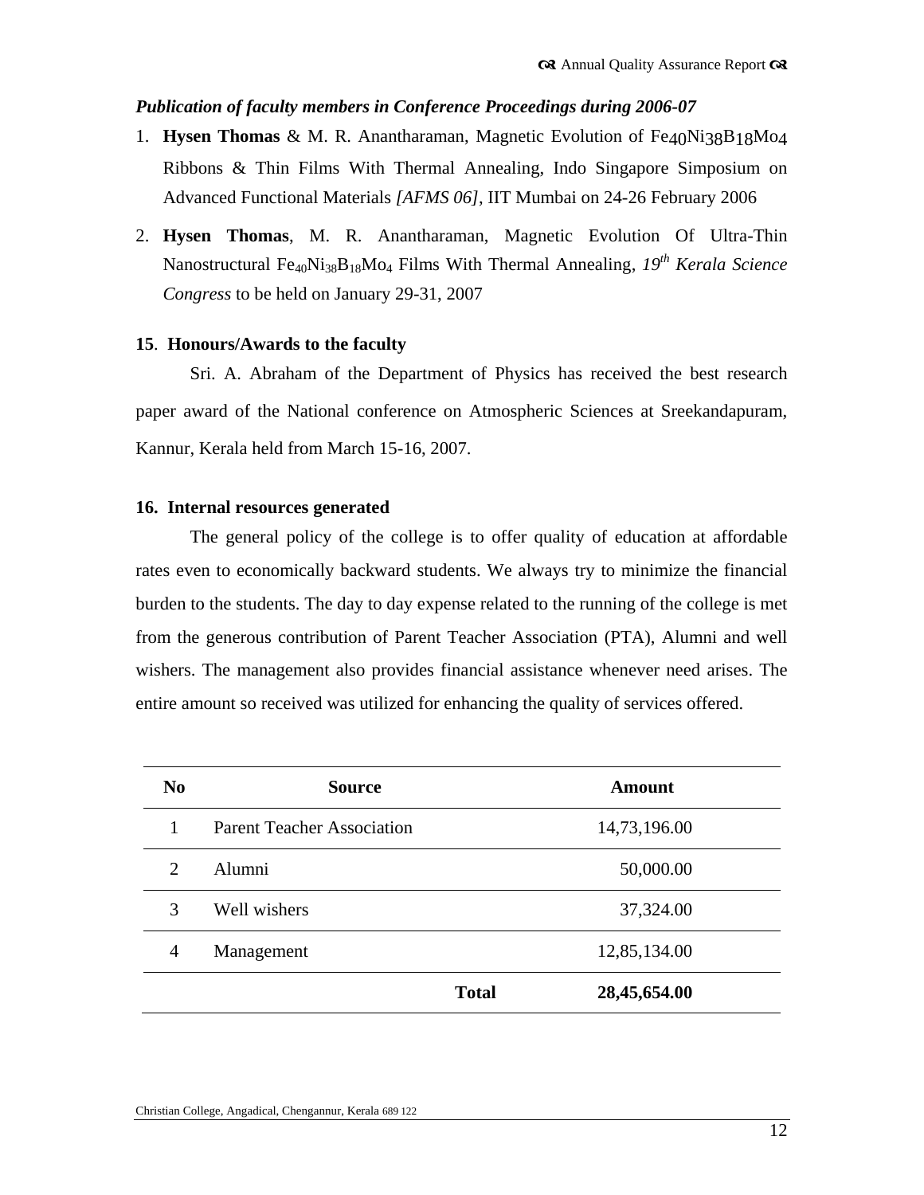*Publication of faculty members in Conference Proceedings during 2006-07*

1. **Hysen Thomas** & M. R. Anantharaman, Magnetic Evolution of $Fe_{40}Ni_{38}B_{18}Mo_4$ Ribbons & Thin Films With Thermal Annealing, Indo Singapore Simposium on Advanced Functional Materials *[AFMS 06]*, IIT Mumbai on 24-26 February 2006
2. **Hysen Thomas**, M. R. Anantharaman, Magnetic Evolution Of Ultra-Thin Nanostructural $Fe_{40}Ni_{38}B_{18}Mo_4$ Films With Thermal Annealing, *19th Kerala Science Congress* to be held on January 29-31, 2007

**15. Honours/Awards to the faculty**

Sri. A. Abraham of the Department of Physics has received the best research paper award of the National conference on Atmospheric Sciences at Sreekandapuram, Kannur, Kerala held from March 15-16, 2007.

**16. Internal resources generated**

The general policy of the college is to offer quality of education at affordable rates even to economically backward students. We always try to minimize the financial burden to the students. The day to day expense related to the running of the college is met from the generous contribution of Parent Teacher Association (PTA), Alumni and well wishers. The management also provides financial assistance whenever need arises. The entire amount so received was utilized for enhancing the quality of services offered.

| No | Source | Amount |
|---|---|---|
| 1 | Parent Teacher Association | 14,73,196.00 |
| 2 | Alumni | 50,000.00 |
| 3 | Well wishers | 37,324.00 |
| 4 | Management | 12,85,134.00 |
| | **Total** | **28,45,654.00** |

Christian College, Angadical, Chengannur, Kerala 689 122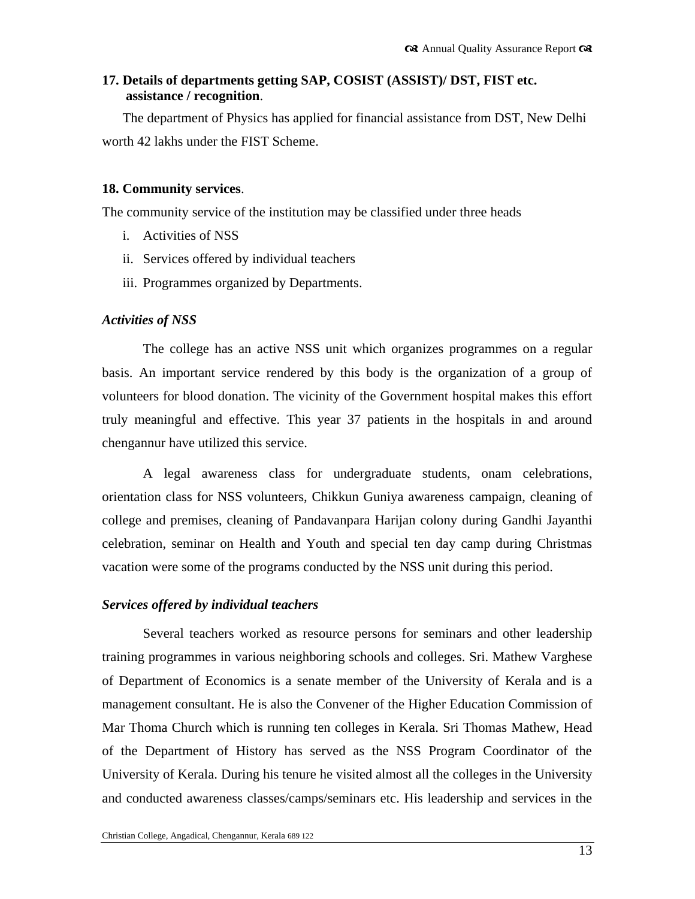**17. Details of departments getting SAP, COSIST (ASSIST)/ DST, FIST etc. assistance / recognition**.

The department of Physics has applied for financial assistance from DST, New Delhi worth 42 lakhs under the FIST Scheme.

**18. Community services**.

The community service of the institution may be classified under three heads

i. Activities of NSS
ii. Services offered by individual teachers
iii. Programmes organized by Departments.

***Activities of NSS***

The college has an active NSS unit which organizes programmes on a regular basis. An important service rendered by this body is the organization of a group of volunteers for blood donation. The vicinity of the Government hospital makes this effort truly meaningful and effective. This year 37 patients in the hospitals in and around chengannur have utilized this service.

A legal awareness class for undergraduate students, onam celebrations, orientation class for NSS volunteers, Chikkun Guniya awareness campaign, cleaning of college and premises, cleaning of Pandavanpara Harijan colony during Gandhi Jayanthi celebration, seminar on Health and Youth and special ten day camp during Christmas vacation were some of the programs conducted by the NSS unit during this period.

***Services offered by individual teachers***

Several teachers worked as resource persons for seminars and other leadership training programmes in various neighboring schools and colleges. Sri. Mathew Varghese of Department of Economics is a senate member of the University of Kerala and is a management consultant. He is also the Convener of the Higher Education Commission of Mar Thoma Church which is running ten colleges in Kerala. Sri Thomas Mathew, Head of the Department of History has served as the NSS Program Coordinator of the University of Kerala. During his tenure he visited almost all the colleges in the University and conducted awareness classes/camps/seminars etc. His leadership and services in the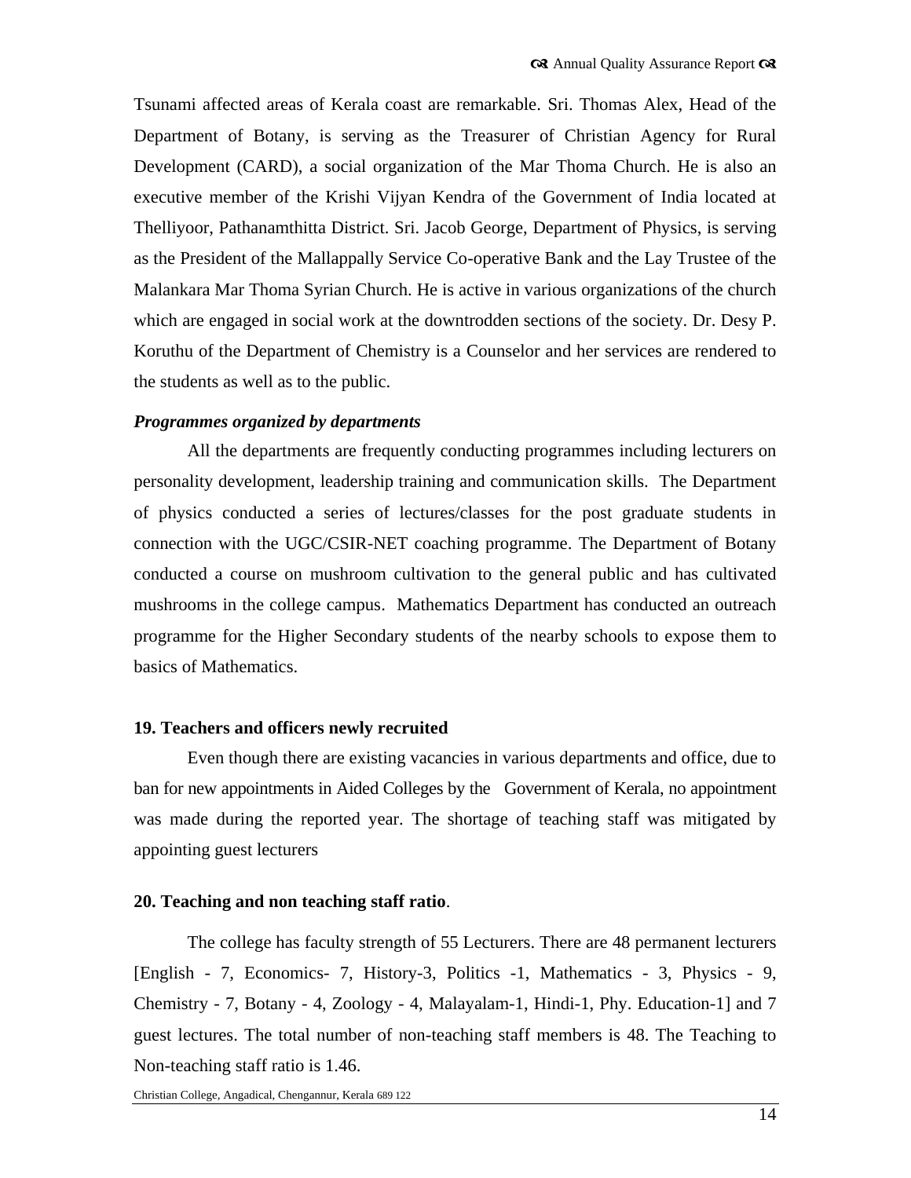Tsunami affected areas of Kerala coast are remarkable. Sri. Thomas Alex, Head of the Department of Botany, is serving as the Treasurer of Christian Agency for Rural Development (CARD), a social organization of the Mar Thoma Church. He is also an executive member of the Krishi Vijyan Kendra of the Government of India located at Thelliyoor, Pathanamthitta District. Sri. Jacob George, Department of Physics, is serving as the President of the Mallappally Service Co-operative Bank and the Lay Trustee of the Malankara Mar Thoma Syrian Church. He is active in various organizations of the church which are engaged in social work at the downtrodden sections of the society. Dr. Desy P. Koruthu of the Department of Chemistry is a Counselor and her services are rendered to the students as well as to the public.

***Programmes organized by departments***

All the departments are frequently conducting programmes including lecturers on personality development, leadership training and communication skills. The Department of physics conducted a series of lectures/classes for the post graduate students in connection with the UGC/CSIR-NET coaching programme. The Department of Botany conducted a course on mushroom cultivation to the general public and has cultivated mushrooms in the college campus. Mathematics Department has conducted an outreach programme for the Higher Secondary students of the nearby schools to expose them to basics of Mathematics.

**19. Teachers and officers newly recruited**

Even though there are existing vacancies in various departments and office, due to ban for new appointments in Aided Colleges by the Government of Kerala, no appointment was made during the reported year. The shortage of teaching staff was mitigated by appointing guest lecturers

**20. Teaching and non teaching staff ratio**.

The college has faculty strength of 55 Lecturers. There are 48 permanent lecturers [English - 7, Economics- 7, History-3, Politics -1, Mathematics - 3, Physics - 9, Chemistry - 7, Botany - 4, Zoology - 4, Malayalam-1, Hindi-1, Phy. Education-1] and 7 guest lectures. The total number of non-teaching staff members is 48. The Teaching to Non-teaching staff ratio is 1.46.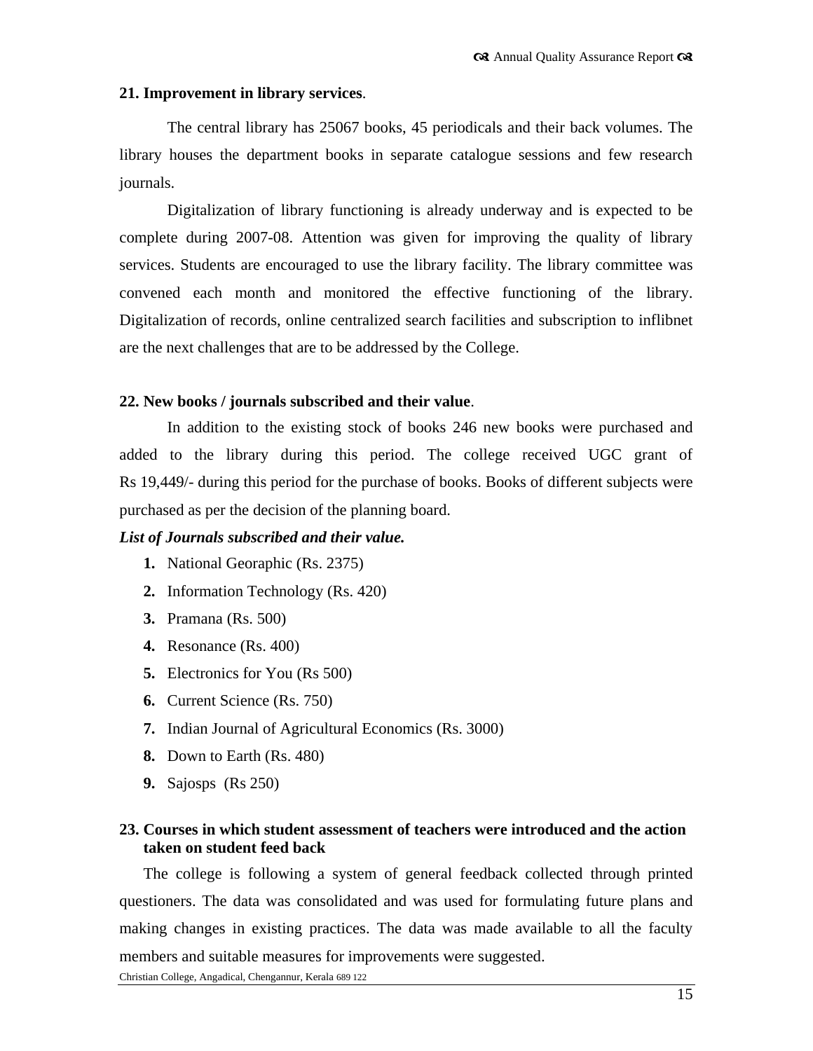**21. Improvement in library services**.

The central library has 25067 books, 45 periodicals and their back volumes. The library houses the department books in separate catalogue sessions and few research journals.

Digitalization of library functioning is already underway and is expected to be complete during 2007-08. Attention was given for improving the quality of library services. Students are encouraged to use the library facility. The library committee was convened each month and monitored the effective functioning of the library. Digitalization of records, online centralized search facilities and subscription to inflibnet are the next challenges that are to be addressed by the College.

**22. New books / journals subscribed and their value**.

In addition to the existing stock of books 246 new books were purchased and added to the library during this period. The college received UGC grant of Rs 19,449/- during this period for the purchase of books. Books of different subjects were purchased as per the decision of the planning board.

***List of Journals subscribed and their value.***

1. National Georaphic (Rs. 2375)
2. Information Technology (Rs. 420)
3. Pramana (Rs. 500)
4. Resonance (Rs. 400)
5. Electronics for You (Rs 500)
6. Current Science (Rs. 750)
7. Indian Journal of Agricultural Economics (Rs. 3000)
8. Down to Earth (Rs. 480)
9. Sajosps (Rs 250)

**23. Courses in which student assessment of teachers were introduced and the action taken on student feed back**

The college is following a system of general feedback collected through printed questioners. The data was consolidated and was used for formulating future plans and making changes in existing practices. The data was made available to all the faculty members and suitable measures for improvements were suggested.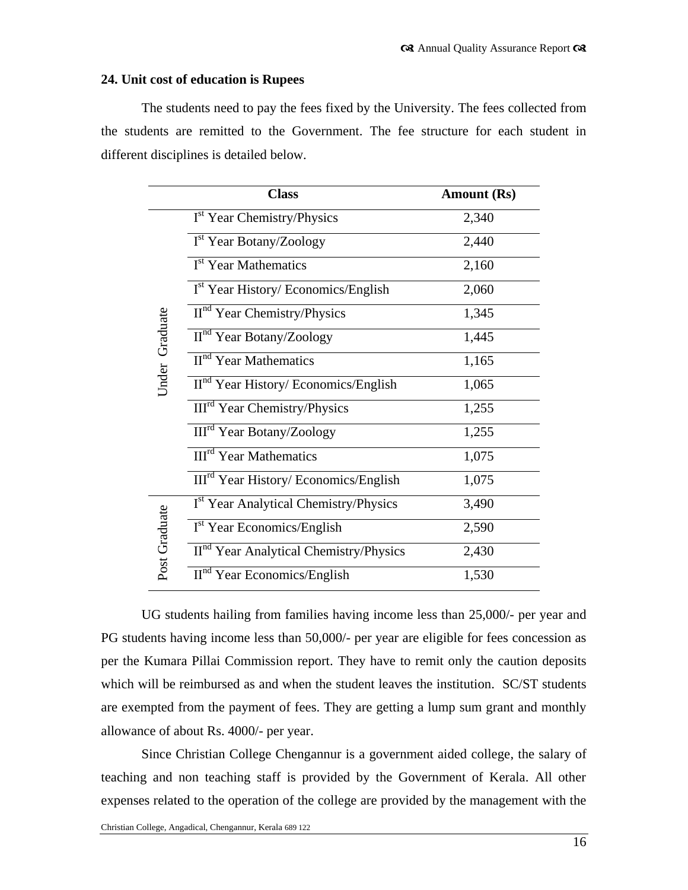**24. Unit cost of education is Rupees**

The students need to pay the fees fixed by the University. The fees collected from the students are remitted to the Government. The fee structure for each student in different disciplines is detailed below.

| | Class | Amount (Rs) |
|---|---|---|
| Under Graduate | I[st] Year Chemistry/Physics | 2,340 |
| | I[st] Year Botany/Zoology | 2,440 |
| | I[st] Year Mathematics | 2,160 |
| | I[st] Year History/ Economics/English | 2,060 |
| | II[nd] Year Chemistry/Physics | 1,345 |
| | II[nd] Year Botany/Zoology | 1,445 |
| | II[nd] Year Mathematics | 1,165 |
| | II[nd] Year History/ Economics/English | 1,065 |
| | III[rd] Year Chemistry/Physics | 1,255 |
| | III[rd] Year Botany/Zoology | 1,255 |
| | III[rd] Year Mathematics | 1,075 |
| | III[rd] Year History/ Economics/English | 1,075 |
| Post Graduate | I[st] Year Analytical Chemistry/Physics | 3,490 |
| | I[st] Year Economics/English | 2,590 |
| | II[nd] Year Analytical Chemistry/Physics | 2,430 |
| | II[nd] Year Economics/English | 1,530 |

UG students hailing from families having income less than 25,000/- per year and PG students having income less than 50,000/- per year are eligible for fees concession as per the Kumara Pillai Commission report. They have to remit only the caution deposits which will be reimbursed as and when the student leaves the institution. SC/ST students are exempted from the payment of fees. They are getting a lump sum grant and monthly allowance of about Rs. 4000/- per year.

Since Christian College Chengannur is a government aided college, the salary of teaching and non teaching staff is provided by the Government of Kerala. All other expenses related to the operation of the college are provided by the management with the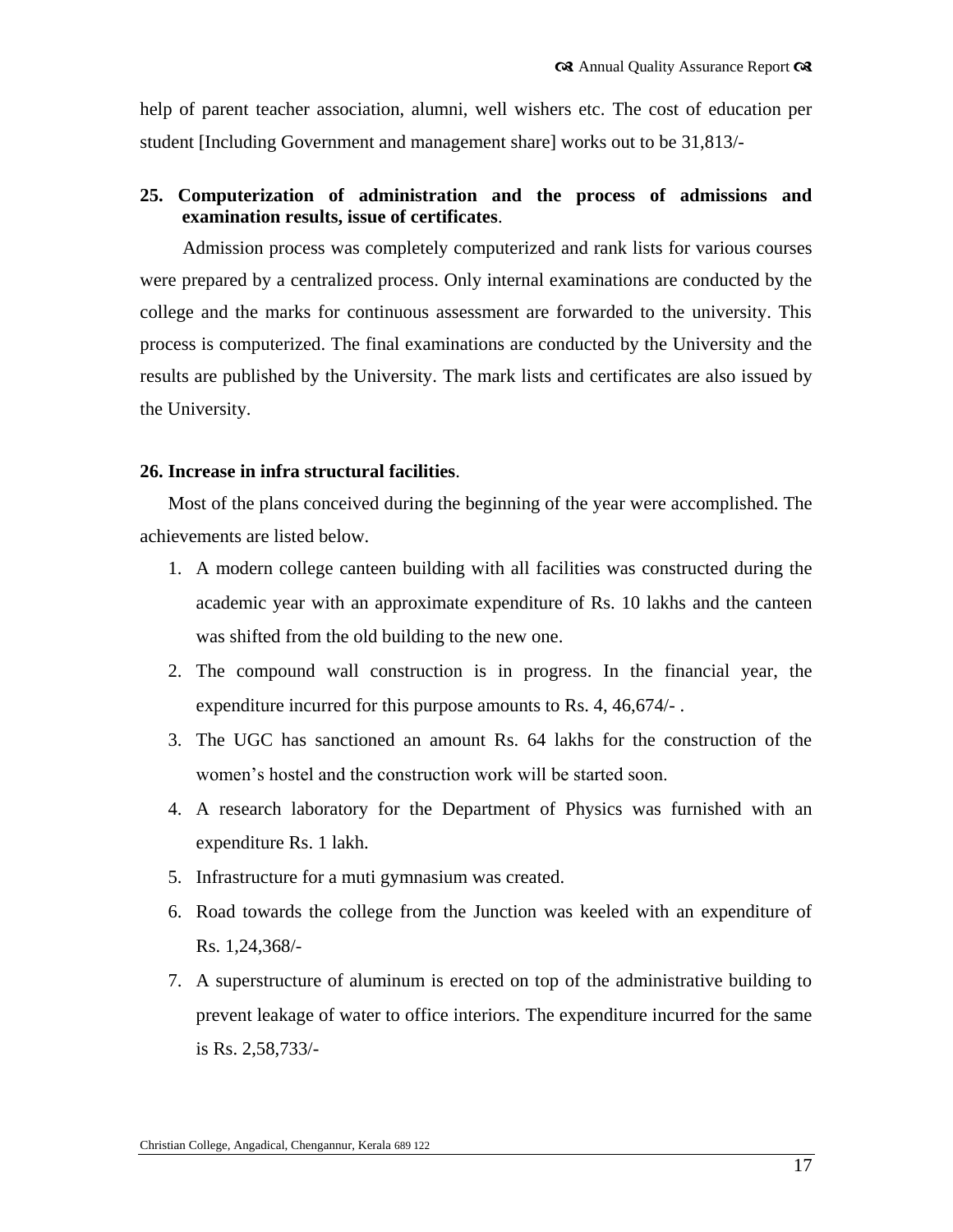help of parent teacher association, alumni, well wishers etc. The cost of education per student [Including Government and management share] works out to be 31,813/-

**25. Computerization of administration and the process of admissions and examination results, issue of certificates**.

Admission process was completely computerized and rank lists for various courses were prepared by a centralized process. Only internal examinations are conducted by the college and the marks for continuous assessment are forwarded to the university. This process is computerized. The final examinations are conducted by the University and the results are published by the University. The mark lists and certificates are also issued by the University.

**26. Increase in infra structural facilities**.

Most of the plans conceived during the beginning of the year were accomplished. The achievements are listed below.

1. A modern college canteen building with all facilities was constructed during the academic year with an approximate expenditure of Rs. 10 lakhs and the canteen was shifted from the old building to the new one.
2. The compound wall construction is in progress. In the financial year, the expenditure incurred for this purpose amounts to Rs. 4, 46,674/- .
3. The UGC has sanctioned an amount Rs. 64 lakhs for the construction of the women's hostel and the construction work will be started soon.
4. A research laboratory for the Department of Physics was furnished with an expenditure Rs. 1 lakh.
5. Infrastructure for a muti gymnasium was created.
6. Road towards the college from the Junction was keeled with an expenditure of Rs. 1,24,368/-
7. A superstructure of aluminum is erected on top of the administrative building to prevent leakage of water to office interiors. The expenditure incurred for the same is Rs. 2,58,733/-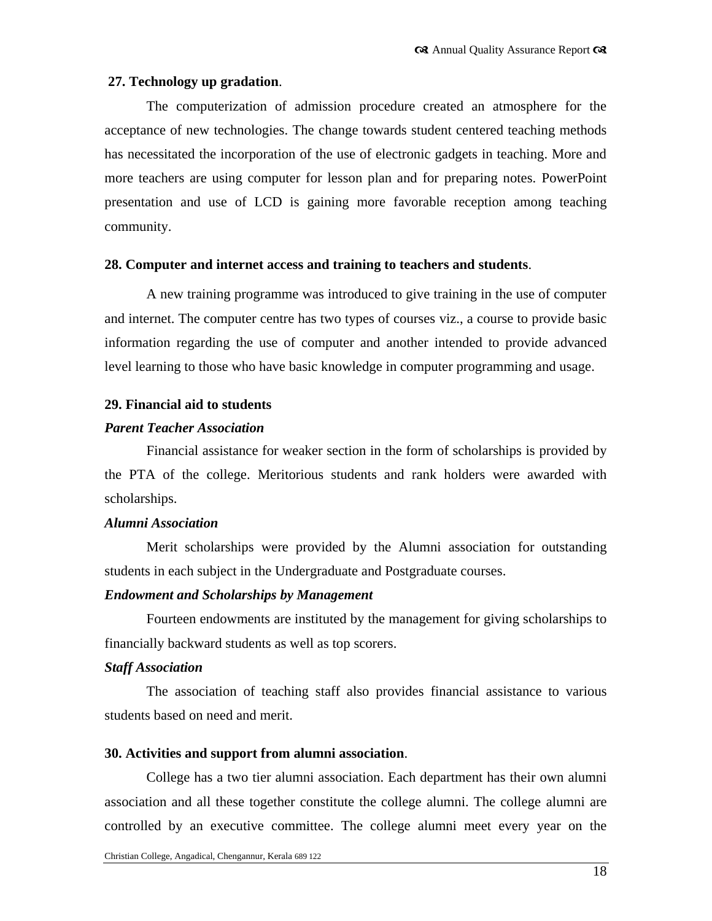**27. Technology up gradation**.

The computerization of admission procedure created an atmosphere for the acceptance of new technologies. The change towards student centered teaching methods has necessitated the incorporation of the use of electronic gadgets in teaching. More and more teachers are using computer for lesson plan and for preparing notes. PowerPoint presentation and use of LCD is gaining more favorable reception among teaching community.

**28. Computer and internet access and training to teachers and students**.

A new training programme was introduced to give training in the use of computer and internet. The computer centre has two types of courses viz., a course to provide basic information regarding the use of computer and another intended to provide advanced level learning to those who have basic knowledge in computer programming and usage.

**29. Financial aid to students**

***Parent Teacher Association***

Financial assistance for weaker section in the form of scholarships is provided by the PTA of the college. Meritorious students and rank holders were awarded with scholarships.

***Alumni Association***

Merit scholarships were provided by the Alumni association for outstanding students in each subject in the Undergraduate and Postgraduate courses.

***Endowment and Scholarships by Management***

Fourteen endowments are instituted by the management for giving scholarships to financially backward students as well as top scorers.

***Staff Association***

The association of teaching staff also provides financial assistance to various students based on need and merit.

**30. Activities and support from alumni association**.

College has a two tier alumni association. Each department has their own alumni association and all these together constitute the college alumni. The college alumni are controlled by an executive committee. The college alumni meet every year on the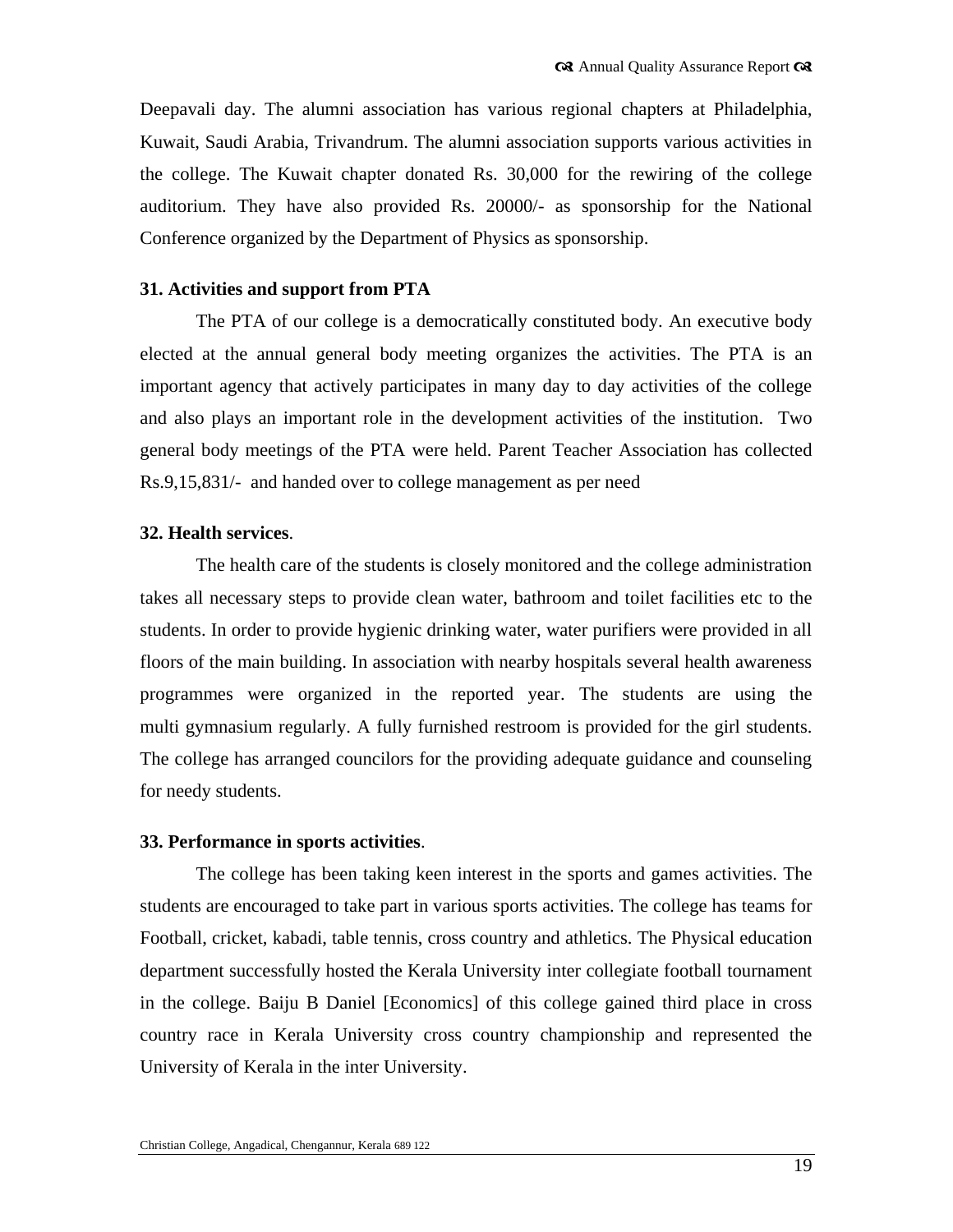Deepavali day. The alumni association has various regional chapters at Philadelphia, Kuwait, Saudi Arabia, Trivandrum. The alumni association supports various activities in the college. The Kuwait chapter donated Rs. 30,000 for the rewiring of the college auditorium. They have also provided Rs. 20000/- as sponsorship for the National Conference organized by the Department of Physics as sponsorship.

**31. Activities and support from PTA**

The PTA of our college is a democratically constituted body. An executive body elected at the annual general body meeting organizes the activities. The PTA is an important agency that actively participates in many day to day activities of the college and also plays an important role in the development activities of the institution. Two general body meetings of the PTA were held. Parent Teacher Association has collected Rs.9,15,831/- and handed over to college management as per need

**32. Health services**.

The health care of the students is closely monitored and the college administration takes all necessary steps to provide clean water, bathroom and toilet facilities etc to the students. In order to provide hygienic drinking water, water purifiers were provided in all floors of the main building. In association with nearby hospitals several health awareness programmes were organized in the reported year. The students are using the multi gymnasium regularly. A fully furnished restroom is provided for the girl students. The college has arranged councilors for the providing adequate guidance and counseling for needy students.

**33. Performance in sports activities**.

The college has been taking keen interest in the sports and games activities. The students are encouraged to take part in various sports activities. The college has teams for Football, cricket, kabadi, table tennis, cross country and athletics. The Physical education department successfully hosted the Kerala University inter collegiate football tournament in the college. Baiju B Daniel [Economics] of this college gained third place in cross country race in Kerala University cross country championship and represented the University of Kerala in the inter University.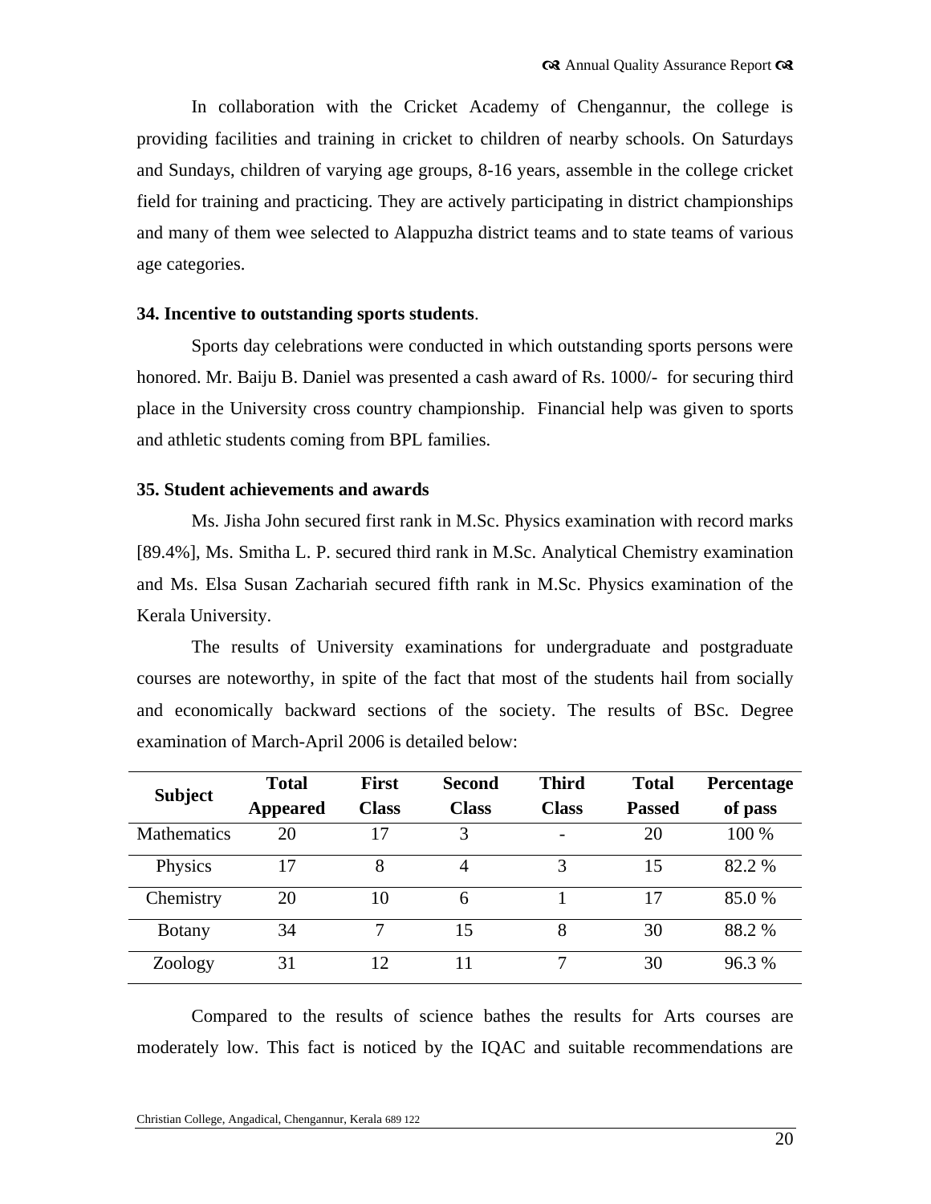In collaboration with the Cricket Academy of Chengannur, the college is providing facilities and training in cricket to children of nearby schools. On Saturdays and Sundays, children of varying age groups, 8-16 years, assemble in the college cricket field for training and practicing. They are actively participating in district championships and many of them wee selected to Alappuzha district teams and to state teams of various age categories.

**34. Incentive to outstanding sports students**.

Sports day celebrations were conducted in which outstanding sports persons were honored. Mr. Baiju B. Daniel was presented a cash award of Rs. 1000/- for securing third place in the University cross country championship. Financial help was given to sports and athletic students coming from BPL families.

**35. Student achievements and awards**

Ms. Jisha John secured first rank in M.Sc. Physics examination with record marks [89.4%], Ms. Smitha L. P. secured third rank in M.Sc. Analytical Chemistry examination and Ms. Elsa Susan Zachariah secured fifth rank in M.Sc. Physics examination of the Kerala University.

The results of University examinations for undergraduate and postgraduate courses are noteworthy, in spite of the fact that most of the students hail from socially and economically backward sections of the society. The results of BSc. Degree examination of March-April 2006 is detailed below:

| Subject | Total Appeared | First Class | Second Class | Third Class | Total Passed | Percentage of pass |
|---|---|---|---|---|---|---|
| Mathematics | 20 | 17 | 3 | - | 20 | 100 % |
| Physics | 17 | 8 | 4 | 3 | 15 | 82.2 % |
| Chemistry | 20 | 10 | 6 | 1 | 17 | 85.0 % |
| Botany | 34 | 7 | 15 | 8 | 30 | 88.2 % |
| Zoology | 31 | 12 | 11 | 7 | 30 | 96.3 % |

Compared to the results of science bathes the results for Arts courses are moderately low. This fact is noticed by the IQAC and suitable recommendations are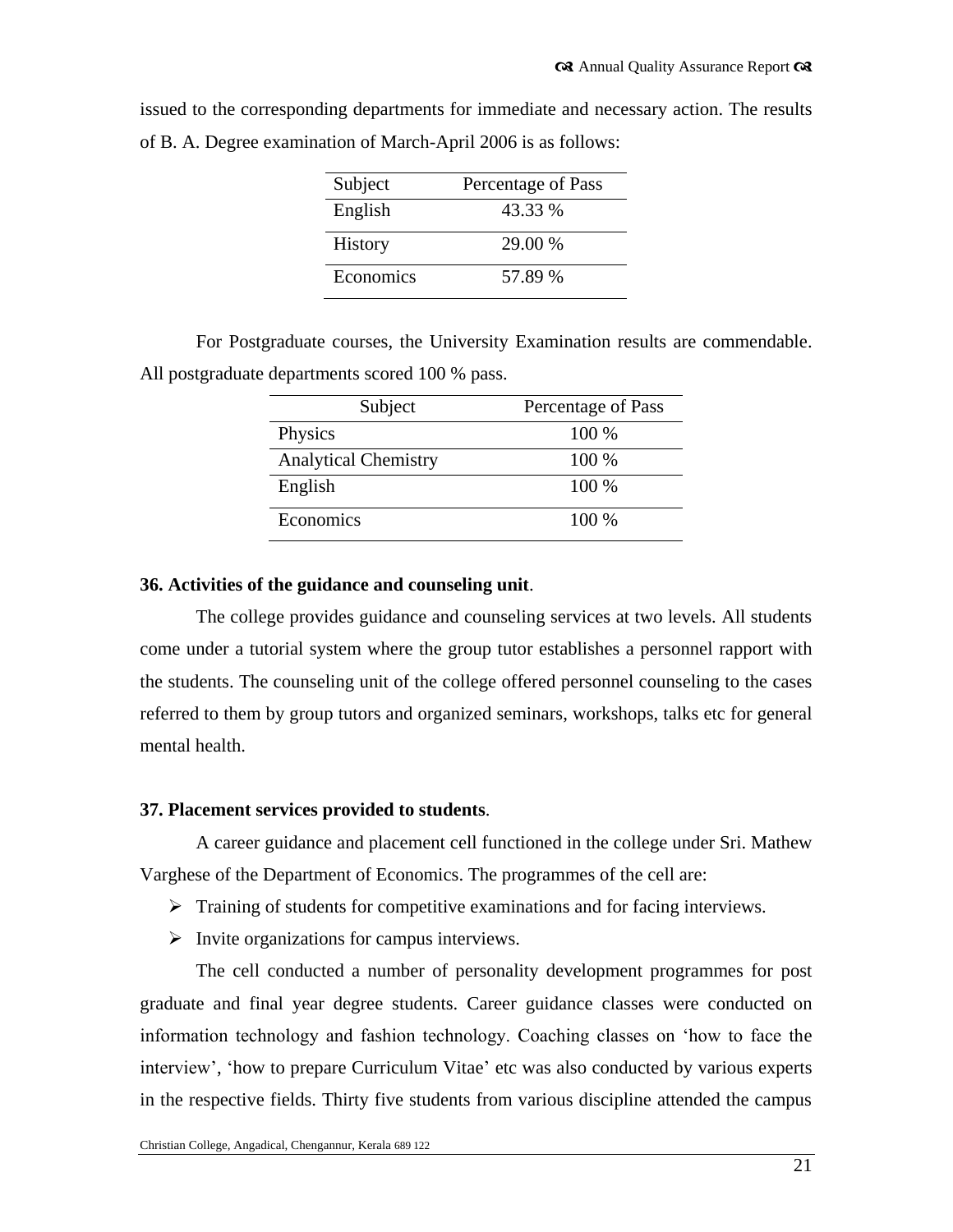issued to the corresponding departments for immediate and necessary action. The results of B. A. Degree examination of March-April 2006 is as follows:

| Subject | Percentage of Pass |
|---|---|
| English | 43.33 % |
| History | 29.00 % |
| Economics | 57.89 % |

For Postgraduate courses, the University Examination results are commendable. All postgraduate departments scored 100 % pass.

| Subject | Percentage of Pass |
|---|---|
| Physics | 100 % |
| Analytical Chemistry | 100 % |
| English | 100 % |
| Economics | 100 % |

**36. Activities of the guidance and counseling unit**.

The college provides guidance and counseling services at two levels. All students come under a tutorial system where the group tutor establishes a personnel rapport with the students. The counseling unit of the college offered personnel counseling to the cases referred to them by group tutors and organized seminars, workshops, talks etc for general mental health.

**37. Placement services provided to students**.

A career guidance and placement cell functioned in the college under Sri. Mathew Varghese of the Department of Economics. The programmes of the cell are:

- Training of students for competitive examinations and for facing interviews.
- Invite organizations for campus interviews.

The cell conducted a number of personality development programmes for post graduate and final year degree students. Career guidance classes were conducted on information technology and fashion technology. Coaching classes on 'how to face the interview', 'how to prepare Curriculum Vitae' etc was also conducted by various experts in the respective fields. Thirty five students from various discipline attended the campus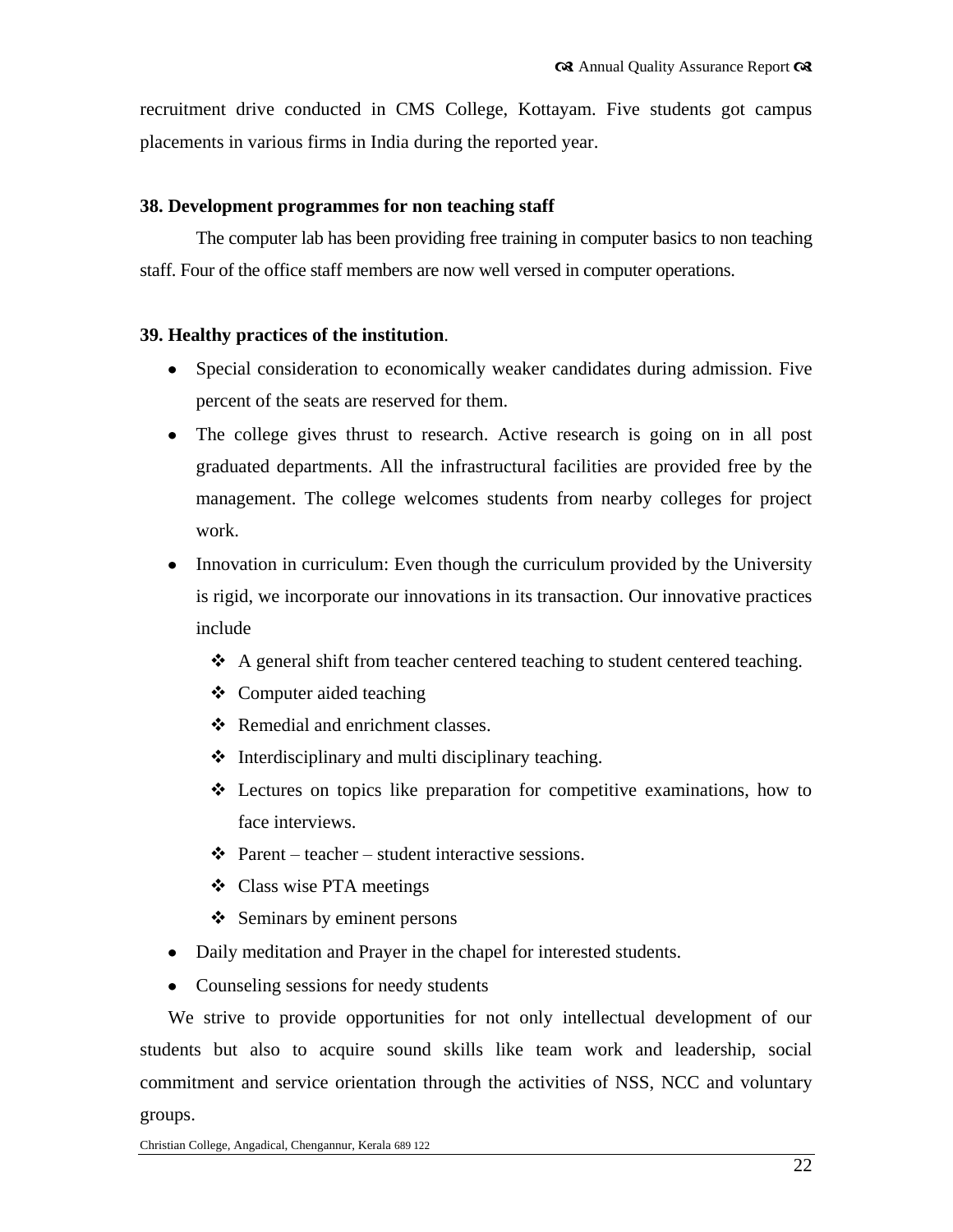recruitment drive conducted in CMS College, Kottayam. Five students got campus placements in various firms in India during the reported year.

**38. Development programmes for non teaching staff**

The computer lab has been providing free training in computer basics to non teaching staff. Four of the office staff members are now well versed in computer operations.

**39. Healthy practices of the institution**.

- Special consideration to economically weaker candidates during admission. Five percent of the seats are reserved for them.
- The college gives thrust to research. Active research is going on in all post graduated departments. All the infrastructural facilities are provided free by the management. The college welcomes students from nearby colleges for project work.
- Innovation in curriculum: Even though the curriculum provided by the University is rigid, we incorporate our innovations in its transaction. Our innovative practices include
    - A general shift from teacher centered teaching to student centered teaching.
    - Computer aided teaching
    - Remedial and enrichment classes.
    - Interdisciplinary and multi disciplinary teaching.
    - Lectures on topics like preparation for competitive examinations, how to face interviews.
    - Parent – teacher – student interactive sessions.
    - Class wise PTA meetings
    - Seminars by eminent persons
- Daily meditation and Prayer in the chapel for interested students.
- Counseling sessions for needy students

We strive to provide opportunities for not only intellectual development of our students but also to acquire sound skills like team work and leadership, social commitment and service orientation through the activities of NSS, NCC and voluntary groups.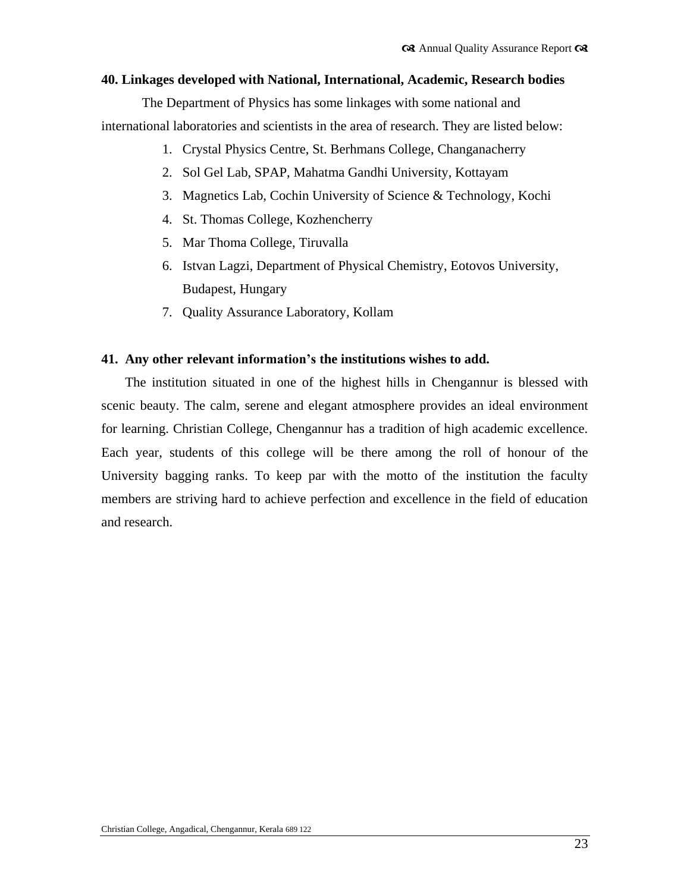**40. Linkages developed with National, International, Academic, Research bodies**

The Department of Physics has some linkages with some national and international laboratories and scientists in the area of research. They are listed below:

1. Crystal Physics Centre, St. Berhmans College, Changanacherry
2. Sol Gel Lab, SPAP, Mahatma Gandhi University, Kottayam
3. Magnetics Lab, Cochin University of Science & Technology, Kochi
4. St. Thomas College, Kozhencherry
5. Mar Thoma College, Tiruvalla
6. Istvan Lagzi, Department of Physical Chemistry, Eotovos University, Budapest, Hungary
7. Quality Assurance Laboratory, Kollam

**41. Any other relevant information's the institutions wishes to add.**

The institution situated in one of the highest hills in Chengannur is blessed with scenic beauty. The calm, serene and elegant atmosphere provides an ideal environment for learning. Christian College, Chengannur has a tradition of high academic excellence. Each year, students of this college will be there among the roll of honour of the University bagging ranks. To keep par with the motto of the institution the faculty members are striving hard to achieve perfection and excellence in the field of education and research.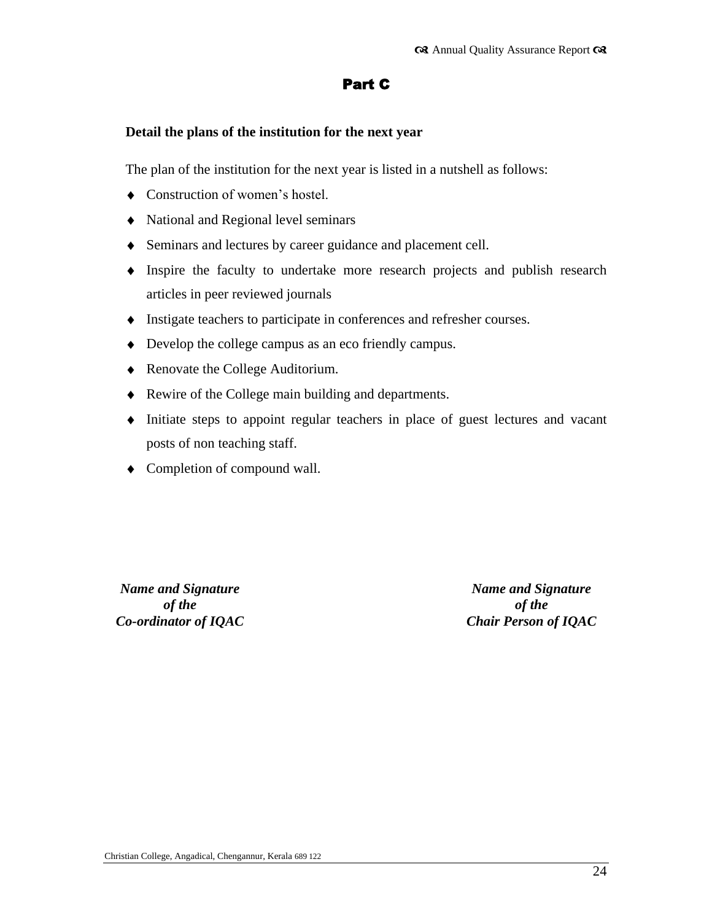# Part C

**Detail the plans of the institution for the next year**

The plan of the institution for the next year is listed in a nutshell as follows:

- Construction of women's hostel.
- National and Regional level seminars
- Seminars and lectures by career guidance and placement cell.
- Inspire the faculty to undertake more research projects and publish research articles in peer reviewed journals
- Instigate teachers to participate in conferences and refresher courses.
- Develop the college campus as an eco friendly campus.
- Renovate the College Auditorium.
- Rewire of the College main building and departments.
- Initiate steps to appoint regular teachers in place of guest lectures and vacant posts of non teaching staff.
- Completion of compound wall.

***Name and Signature of the Co-ordinator of IQAC***

***Name and Signature of the Chair Person of IQAC***